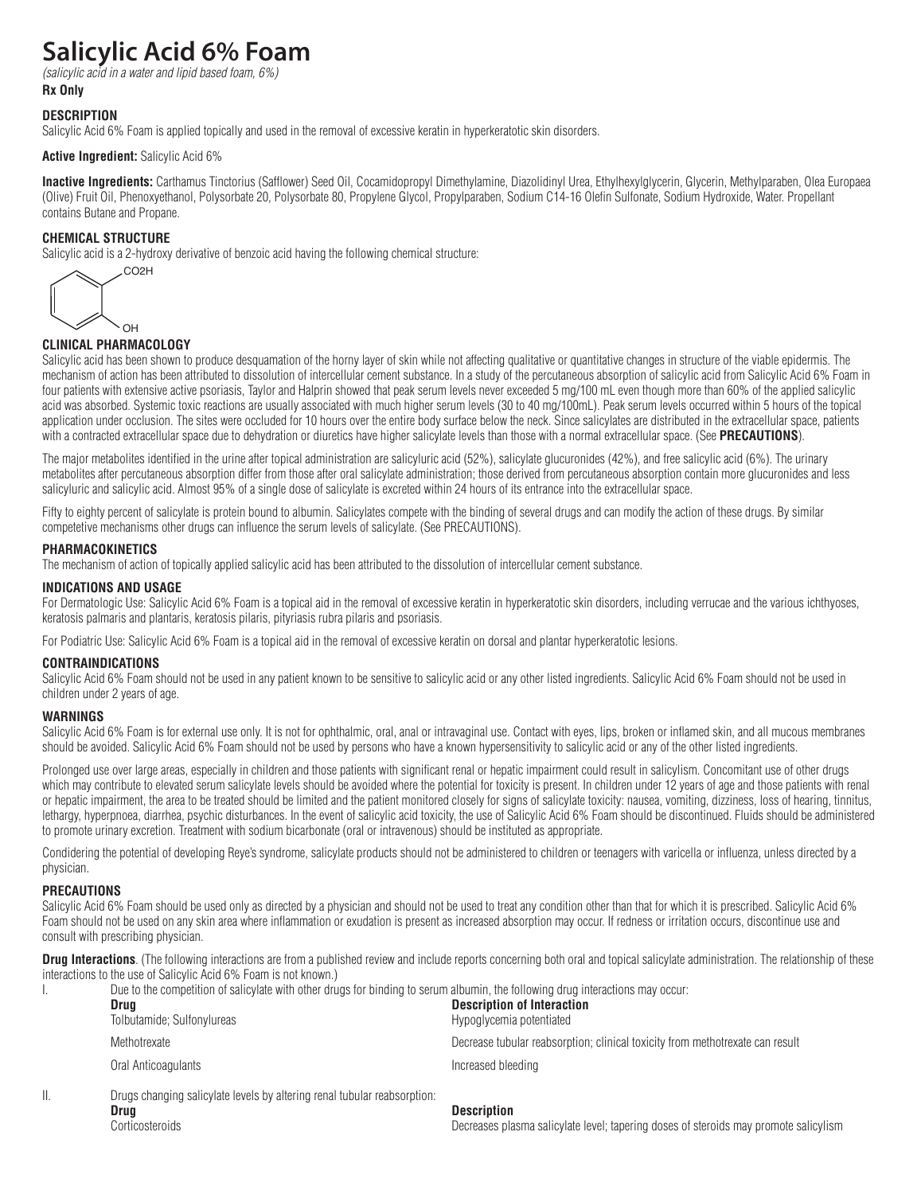# Salicylic Acid 6% Foam

*(salicylic acid in a water and lipid based foam, 6%)*

**Rx Only**

### DESCRIPTION

Salicylic Acid 6% Foam is applied topically and used in the removal of excessive keratin in hyperkeratotic skin disorders.

**Active Ingredient:** Salicylic Acid 6%

**Inactive Ingredients:** Carthamus Tinctorius (Safflower) Seed Oil, Cocamidopropyl Dimethylamine, Diazolidinyl Urea, Ethylhexylglycerin, Glycerin, Methylparaben, Olea Europaea (Olive) Fruit Oil, Phenoxyethanol, Polysorbate 20, Polysorbate 80, Propylene Glycol, Propylparaben, Sodium C14-16 Olefin Sulfonate, Sodium Hydroxide, Water. Propellant contains Butane and Propane.

### CHEMICAL STRUCTURE

Salicylic acid is a 2-hydroxy derivative of benzoic acid having the following chemical structure:

CO2H

OH

### CLINICAL PHARMACOLOGY

Salicylic acid has been shown to produce desquamation of the horny layer of skin while not affecting qualitative or quantitative changes in structure of the viable epidermis. The mechanism of action has been attributed to dissolution of intercellular cement substance. In a study of the percutaneous absorption of salicylic acid from Salicylic Acid 6% Foam in four patients with extensive active psoriasis, Taylor and Halprin showed that peak serum levels never exceeded 5 mg/100 mL even though more than 60% of the applied salicylic acid was absorbed. Systemic toxic reactions are usually associated with much higher serum levels (30 to 40 mg/100mL). Peak serum levels occurred within 5 hours of the topical application under occlusion. The sites were occluded for 10 hours over the entire body surface below the neck. Since salicylates are distributed in the extracellular space, patients with a contracted extracellular space due to dehydration or diuretics have higher salicylate levels than those with a normal extracellular space. (See **PRECAUTIONS**).

The major metabolites identified in the urine after topical administration are salicyluric acid (52%), salicylate glucuronides (42%), and free salicylic acid (6%). The urinary metabolites after percutaneous absorption differ from those after oral salicylate administration; those derived from percutaneous absorption contain more glucuronides and less salicyluric and salicylic acid. Almost 95% of a single dose of salicylate is excreted within 24 hours of its entrance into the extracellular space.

Fifty to eighty percent of salicylate is protein bound to albumin. Salicylates compete with the binding of several drugs and can modify the action of these drugs. By similar competetive mechanisms other drugs can influence the serum levels of salicylate. (See PRECAUTIONS).

### PHARMACOKINETICS

The mechanism of action of topically applied salicylic acid has been attributed to the dissolution of intercellular cement substance.

### INDICATIONS AND USAGE

For Dermatologic Use: Salicylic Acid 6% Foam is a topical aid in the removal of excessive keratin in hyperkeratotic skin disorders, including verrucae and the various ichthyoses, keratosis palmaris and plantaris, keratosis pilaris, pityriasis rubra pilaris and psoriasis.

For Podiatric Use: Salicylic Acid 6% Foam is a topical aid in the removal of excessive keratin on dorsal and plantar hyperkeratotic lesions.

### CONTRAINDICATIONS

Salicylic Acid 6% Foam should not be used in any patient known to be sensitive to salicylic acid or any other listed ingredients. Salicylic Acid 6% Foam should not be used in children under 2 years of age.

### WARNINGS

Salicylic Acid 6% Foam is for external use only. It is not for ophthalmic, oral, anal or intravaginal use. Contact with eyes, lips, broken or inflamed skin, and all mucous membranes should be avoided. Salicylic Acid 6% Foam should not be used by persons who have a known hypersensitivity to salicylic acid or any of the other listed ingredients.

Prolonged use over large areas, especially in children and those patients with significant renal or hepatic impairment could result in salicylism. Concomitant use of other drugs which may contribute to elevated serum salicylate levels should be avoided where the potential for toxicity is present. In children under 12 years of age and those patients with renal or hepatic impairment, the area to be treated should be limited and the patient monitored closely for signs of salicylate toxicity: nausea, vomiting, dizziness, loss of hearing, tinnitus, lethargy, hyperpnoea, diarrhea, psychic disturbances. In the event of salicylic acid toxicity, the use of Salicylic Acid 6% Foam should be discontinued. Fluids should be administered to promote urinary excretion. Treatment with sodium bicarbonate (oral or intravenous) should be instituted as appropriate.

Considering the potential of developing Reye's syndrome, salicylate products should not be administered to children or teenagers with varicella or influenza, unless directed by a physician.

### PRECAUTIONS

Salicylic Acid 6% Foam should be used only as directed by a physician and should not be used to treat any condition other than that for which it is prescribed. Salicylic Acid 6% Foam should not be used on any skin area where inflammation or exudation is present as increased absorption may occur. If redness or irritation occurs, discontinue use and consult with prescribing physician.

**Drug Interactions**. (The following interactions are from a published review and include reports concerning both oral and topical salicylate administration. The relationship of these interactions to the use of Salicylic Acid 6% Foam is not known.)

I. Due to the competition of salicylate with other drugs for binding to serum albumin, the following drug interactions may occur:

| Drug | Description of Interaction |
|---|---|
| Tolbutamide; Sulfonylureas | Hypoglycemia potentiated |
| Methotrexate | Decrease tubular reabsorption; clinical toxicity from methotrexate can result |
| Oral Anticoagulants | Increased bleeding |

II. Drugs changing salicylate levels by altering renal tubular reabsorption:

| Drug | Description |
|---|---|
| Corticosteroids | Decreases plasma salicylate level; tapering doses of steroids may promote salicylism |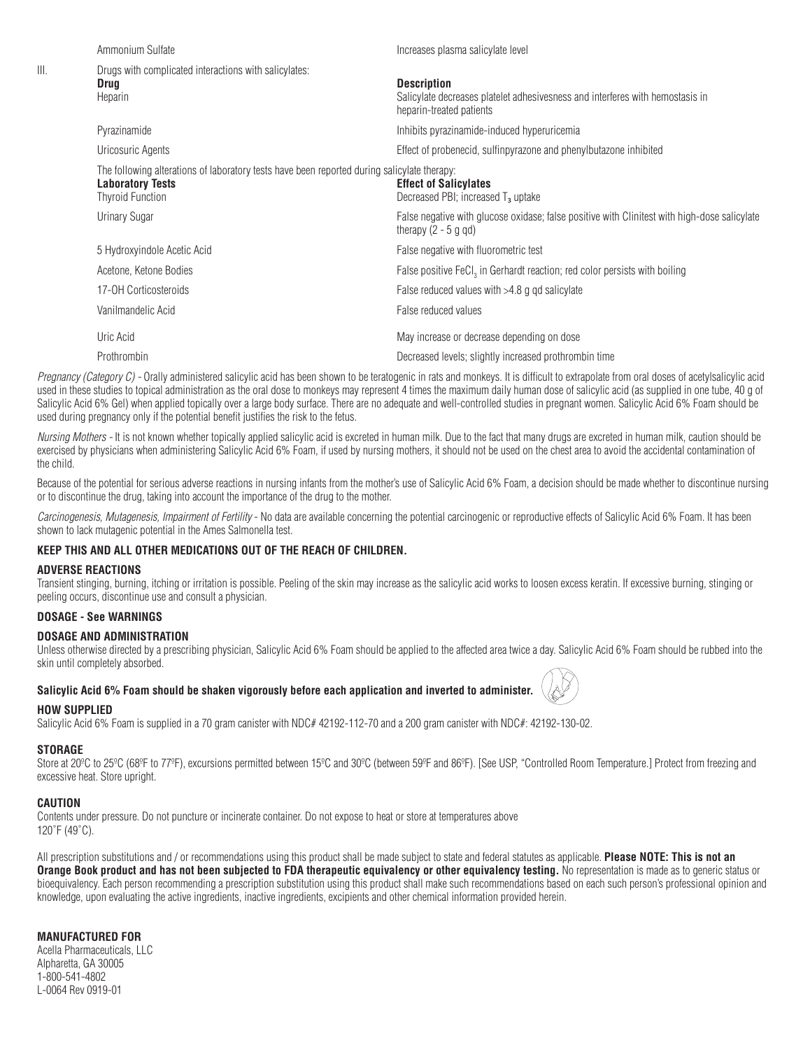| | | |
|---|---|---|
| | Ammonium Sulfate | Increases plasma salicylate level |
| III. | Drugs with complicated interactions with salicylates: | |
| | **Drug** | **Description** |
| | Heparin | Salicylate decreases platelet adhesivesness and interferes with hemostasis in heparin-treated patients |
| | Pyrazinamide | Inhibits pyrazinamide-induced hyperuricemia |
| | Uricosuric Agents | Effect of probenecid, sulfinpyrazone and phenylbutazone inhibited |

The following alterations of laboratory tests have been reported during salicylate therapy:

| **Laboratory Tests** | **Effect of Salicylates** |
|---|---|
| Thyroid Function | Decreased PBI; increased $T_3$ uptake |
| Urinary Sugar | False negative with glucose oxidase; false positive with Clinitest with high-dose salicylate therapy (2 - 5 g qd) |
| 5 Hydroxyindole Acetic Acid | False negative with fluorometric test |
| Acetone, Ketone Bodies | False positive $FeCl_3$ in Gerhardt reaction; red color persists with boiling |
| 17-OH Corticosteroids | False reduced values with >4.8 g qd salicylate |
| Vanilmandelic Acid | False reduced values |
| Uric Acid | May increase or decrease depending on dose |
| Prothrombin | Decreased levels; slightly increased prothrombin time |

*Pregnancy (Category C)* - Orally administered salicylic acid has been shown to be teratogenic in rats and monkeys. It is difficult to extrapolate from oral doses of acetylsalicylic acid used in these studies to topical administration as the oral dose to monkeys may represent 4 times the maximum daily human dose of salicylic acid (as supplied in one tube, 40 g of Salicylic Acid 6% Gel) when applied topically over a large body surface. There are no adequate and well-controlled studies in pregnant women. Salicylic Acid 6% Foam should be used during pregnancy only if the potential benefit justifies the risk to the fetus.

*Nursing Mothers* - It is not known whether topically applied salicylic acid is excreted in human milk. Due to the fact that many drugs are excreted in human milk, caution should be exercised by physicians when administering Salicylic Acid 6% Foam, if used by nursing mothers, it should not be used on the chest area to avoid the accidental contamination of the child.

Because of the potential for serious adverse reactions in nursing infants from the mother's use of Salicylic Acid 6% Foam, a decision should be made whether to discontinue nursing or to discontinue the drug, taking into account the importance of the drug to the mother.

*Carcinogenesis, Mutagenesis, Impairment of Fertility* - No data are available concerning the potential carcinogenic or reproductive effects of Salicylic Acid 6% Foam. It has been shown to lack mutagenic potential in the Ames Salmonella test.

**KEEP THIS AND ALL OTHER MEDICATIONS OUT OF THE REACH OF CHILDREN.**

## ADVERSE REACTIONS

Transient stinging, burning, itching or irritation is possible. Peeling of the skin may increase as the salicylic acid works to loosen excess keratin. If excessive burning, stinging or peeling occurs, discontinue use and consult a physician.

## DOSAGE - See WARNINGS

## DOSAGE AND ADMINISTRATION

Unless otherwise directed by a prescribing physician, Salicylic Acid 6% Foam should be applied to the affected area twice a day. Salicylic Acid 6% Foam should be rubbed into the skin until completely absorbed.

**Salicylic Acid 6% Foam should be shaken vigorously before each application and inverted to administer.**

## HOW SUPPLIED

Salicylic Acid 6% Foam is supplied in a 70 gram canister with NDC# 42192-112-70 and a 200 gram canister with NDC#: 42192-130-02.

## STORAGE

Store at 20ºC to 25ºC (68ºF to 77ºF), excursions permitted between 15ºC and 30ºC (between 59ºF and 86ºF). [See USP, "Controlled Room Temperature.] Protect from freezing and excessive heat. Store upright.

## CAUTION

Contents under pressure. Do not puncture or incinerate container. Do not expose to heat or store at temperatures above 120˚F (49˚C).

All prescription substitutions and / or recommendations using this product shall be made subject to state and federal statutes as applicable. **Please NOTE: This is not an Orange Book product and has not been subjected to FDA therapeutic equivalency or other equivalency testing.** No representation is made as to generic status or bioequivalency. Each person recommending a prescription substitution using this product shall make such recommendations based on each such person's professional opinion and knowledge, upon evaluating the active ingredients, inactive ingredients, excipients and other chemical information provided herein.

**MANUFACTURED FOR**

Acella Pharmaceuticals, LLC
Alpharetta, GA 30005
1-800-541-4802
L-0064 Rev 0919-01